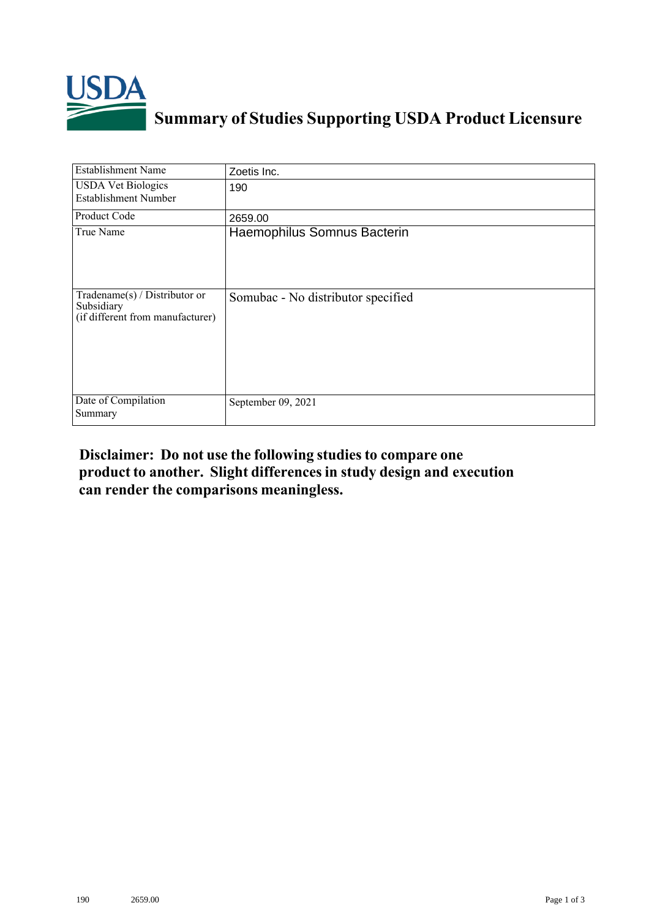# Summary of Studies Supporting USDA Product Licensure

| Establishment Name | Zoetis Inc. |
|---|---|
| USDA Vet Biologics Establishment Number | 190 |
| Product Code | 2659.00 |
| True Name | Haemophilus Somnus Bacterin |
| Tradename(s) / Distributor or Subsidiary (if different from manufacturer) | Somubac - No distributor specified |
| Date of Compilation Summary | September 09, 2021 |

**Disclaimer: Do not use the following studies to compare one product to another. Slight differences in study design and execution can render the comparisons meaningless.**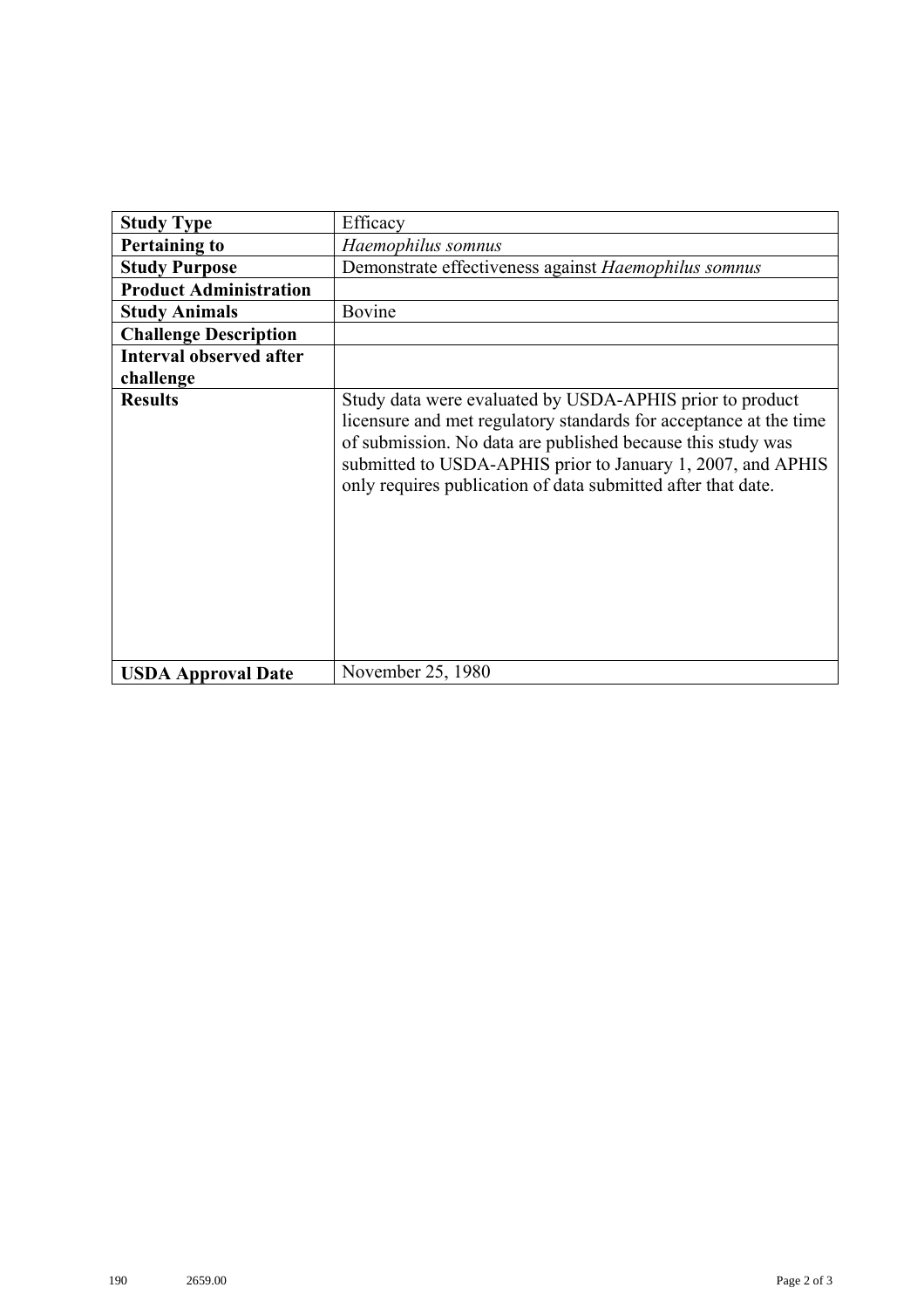| **Study Type** | Efficacy |
|---|---|
| **Pertaining to** | *Haemophilus somnus* |
| **Study Purpose** | Demonstrate effectiveness against *Haemophilus somnus* |
| **Product Administration** | |
| **Study Animals** | Bovine |
| **Challenge Description** | |
| **Interval observed after challenge** | |
| **Results** | Study data were evaluated by USDA-APHIS prior to product licensure and met regulatory standards for acceptance at the time of submission. No data are published because this study was submitted to USDA-APHIS prior to January 1, 2007, and APHIS only requires publication of data submitted after that date. |
| **USDA Approval Date** | November 25, 1980 |

190 2659.00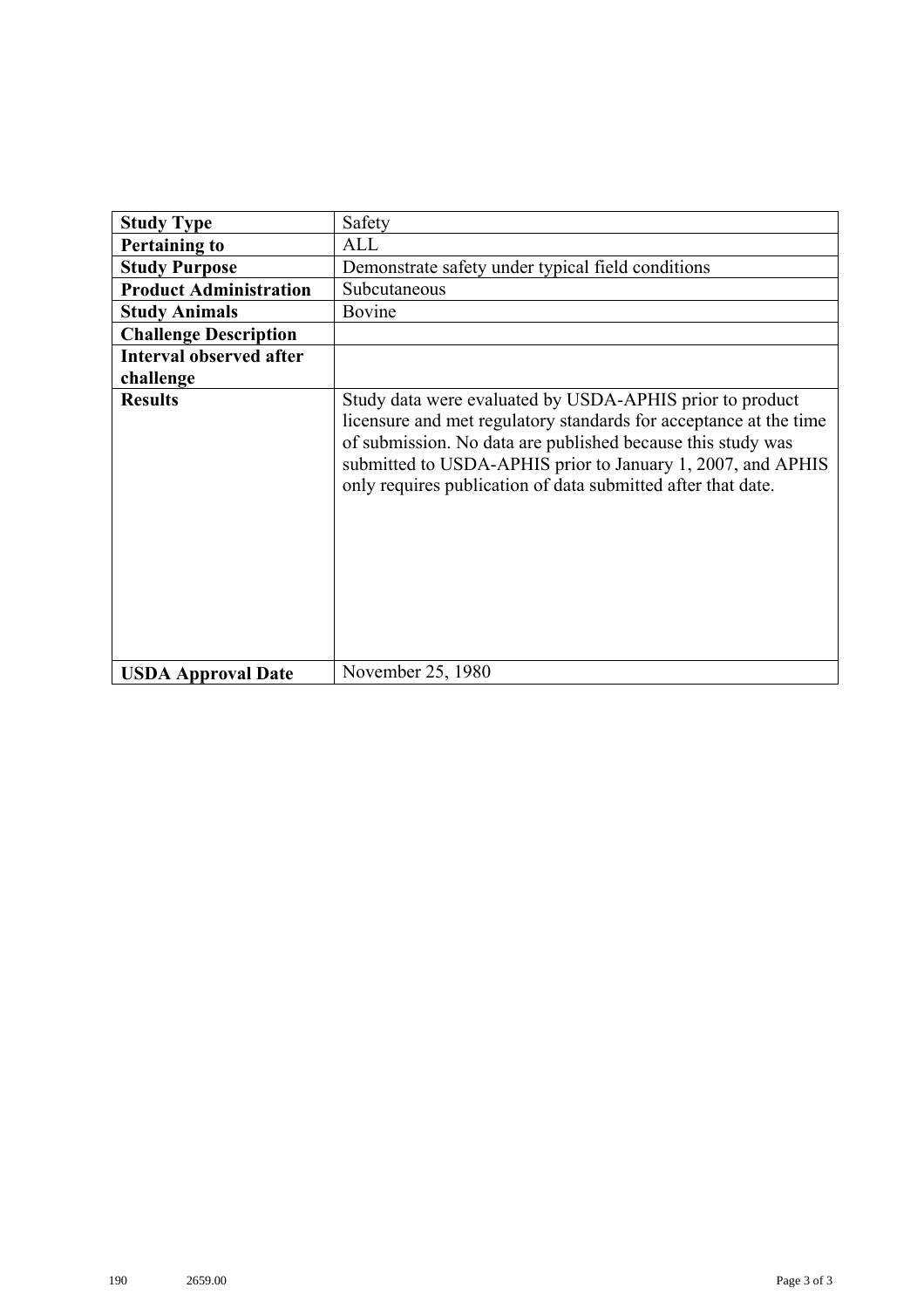| | |
|---|---|
| **Study Type** | Safety |
| **Pertaining to** | ALL |
| **Study Purpose** | Demonstrate safety under typical field conditions |
| **Product Administration** | Subcutaneous |
| **Study Animals** | Bovine |
| **Challenge Description** | |
| **Interval observed after challenge** | |
| **Results** | Study data were evaluated by USDA-APHIS prior to product licensure and met regulatory standards for acceptance at the time of submission. No data are published because this study was submitted to USDA-APHIS prior to January 1, 2007, and APHIS only requires publication of data submitted after that date. |
| **USDA Approval Date** | November 25, 1980 |